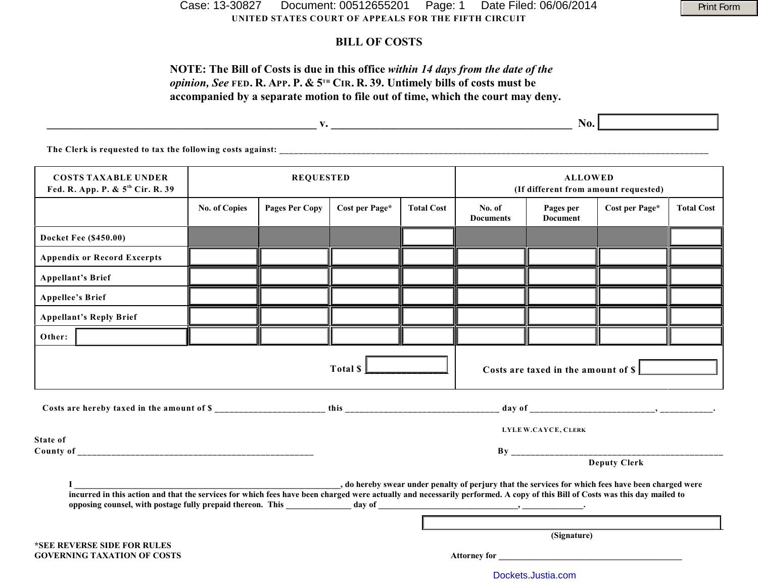UNITED STATES COURT OF APPEALS FOR THE FIFTH CIRCUIT

# BILL OF COSTS

**NOTE: The Bill of Costs is due in this office *within 14 days from the date of the opinion, See* FED. R. APP. P. & 5TH CIR. R. 39. Untimely bills of costs must be accompanied by a separate motion to file out of time, which the court may deny.**

_______________________________________________ v. ____________________________________________ **No.** ____________

The Clerk is requested to tax the following costs against: ______________________________________________________________________

| COSTS TAXABLE UNDER Fed. R. App. P. & 5th Cir. R. 39 | REQUESTED | | | | ALLOWED (If different from amount requested) | | | |
|---|---|---|---|---|---|---|---|---|
| | No. of Copies | Pages Per Copy | Cost per Page* | Total Cost | No. of Documents | Pages per Document | Cost per Page* | Total Cost |
| Docket Fee ($450.00) | | | | | | | | |
| Appendix or Record Excerpts | | | | | | | | |
| Appellant's Brief | | | | | | | | |
| Appellee's Brief | | | | | | | | |
| Appellant's Reply Brief | | | | | | | | |
| Other: | | | | | | | | |
| | | | Total $ | | Costs are taxed in the amount of $ | | | |

Costs are hereby taxed in the amount of $ _______________________ this _________________________________ day of ___________________________, ___________.

LYLE W. CAYCE, CLERK

State of

County of ___________________________________________________

By _______________________________________________

Deputy Clerk

I ____________________________________________________________, do hereby swear under penalty of perjury that the services for which fees have been charged were incurred in this action and that the services for which fees have been charged were actually and necessarily performed. A copy of this Bill of Costs was this day mailed to opposing counsel, with postage fully prepaid thereon. This ______________ day of ________________________________, ______________.

_____________________________________________

(Signature)

*SEE REVERSE SIDE FOR RULES GOVERNING TAXATION OF COSTS

Attorney for __________________________________________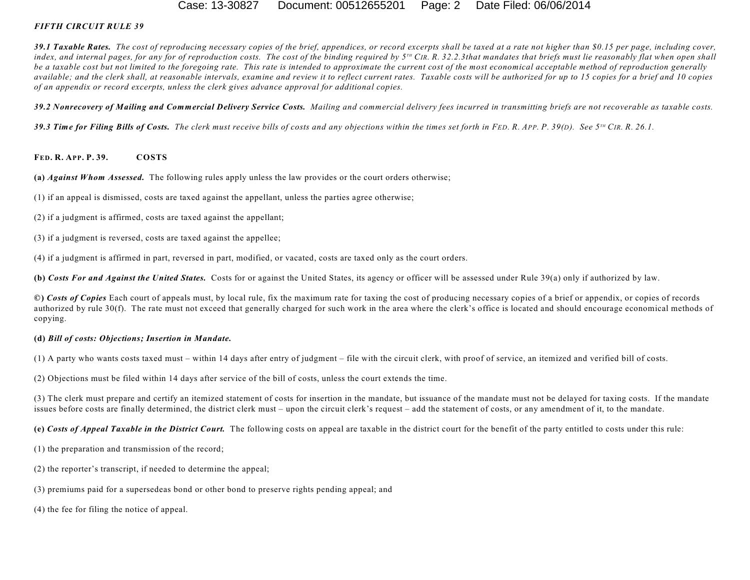## *FIFTH CIRCUIT RULE 39*

***39.1 Taxable Rates.*** *The cost of reproducing necessary copies of the brief, appendices, or record excerpts shall be taxed at a rate not higher than $0.15 per page, including cover, index, and internal pages, for any for of reproduction costs. The cost of the binding required by 5TH CIR. R. 32.2.3that mandates that briefs must lie reasonably flat when open shall be a taxable cost but not limited to the foregoing rate. This rate is intended to approximate the current cost of the most economical acceptable method of reproduction generally available; and the clerk shall, at reasonable intervals, examine and review it to reflect current rates. Taxable costs will be authorized for up to 15 copies for a brief and 10 copies of an appendix or record excerpts, unless the clerk gives advance approval for additional copies.*

***39.2 Nonrecovery of Mailing and Commercial Delivery Service Costs.*** *Mailing and commercial delivery fees incurred in transmitting briefs are not recoverable as taxable costs.*

***39.3 Time for Filing Bills of Costs.*** *The clerk must receive bills of costs and any objections within the times set forth in FED. R. APP. P. 39(D). See 5TH CIR. R. 26.1.*

## FED. R. APP. P. 39. COSTS

**(a)** ***Against Whom Assessed.*** The following rules apply unless the law provides or the court orders otherwise;

(1) if an appeal is dismissed, costs are taxed against the appellant, unless the parties agree otherwise;

(2) if a judgment is affirmed, costs are taxed against the appellant;

(3) if a judgment is reversed, costs are taxed against the appellee;

(4) if a judgment is affirmed in part, reversed in part, modified, or vacated, costs are taxed only as the court orders.

**(b)** ***Costs For and Against the United States.*** Costs for or against the United States, its agency or officer will be assessed under Rule 39(a) only if authorized by law.

**©)** ***Costs of Copies*** Each court of appeals must, by local rule, fix the maximum rate for taxing the cost of producing necessary copies of a brief or appendix, or copies of records authorized by rule 30(f). The rate must not exceed that generally charged for such work in the area where the clerk's office is located and should encourage economical methods of copying.

**(d)** ***Bill of costs: Objections; Insertion in Mandate.***

(1) A party who wants costs taxed must – within 14 days after entry of judgment – file with the circuit clerk, with proof of service, an itemized and verified bill of costs.

(2) Objections must be filed within 14 days after service of the bill of costs, unless the court extends the time.

(3) The clerk must prepare and certify an itemized statement of costs for insertion in the mandate, but issuance of the mandate must not be delayed for taxing costs. If the mandate issues before costs are finally determined, the district clerk must – upon the circuit clerk's request – add the statement of costs, or any amendment of it, to the mandate.

**(e)** ***Costs of Appeal Taxable in the District Court.*** The following costs on appeal are taxable in the district court for the benefit of the party entitled to costs under this rule:

(1) the preparation and transmission of the record;

(2) the reporter's transcript, if needed to determine the appeal;

(3) premiums paid for a supersedeas bond or other bond to preserve rights pending appeal; and

(4) the fee for filing the notice of appeal.